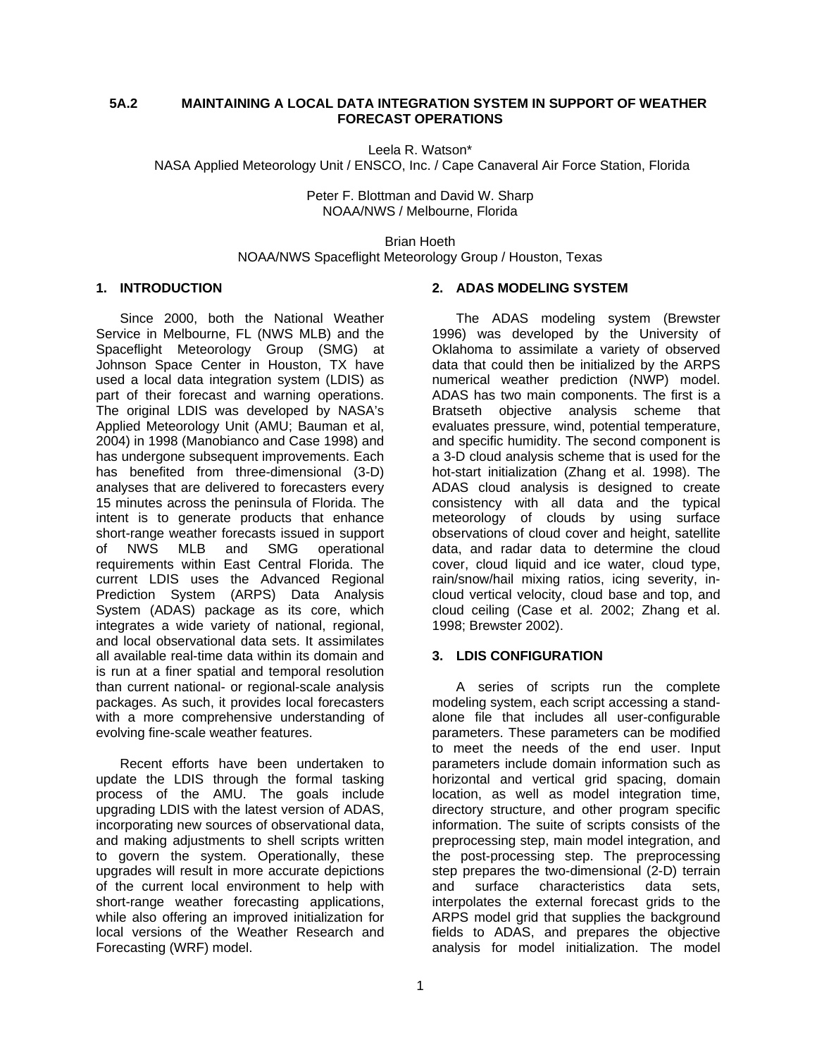# 5A.2 MAINTAINING A LOCAL DATA INTEGRATION SYSTEM IN SUPPORT OF WEATHER FORECAST OPERATIONS

Leela R. Watson*
NASA Applied Meteorology Unit / ENSCO, Inc. / Cape Canaveral Air Force Station, Florida

Peter F. Blottman and David W. Sharp
NOAA/NWS / Melbourne, Florida

Brian Hoeth
NOAA/NWS Spaceflight Meteorology Group / Houston, Texas

## 1. INTRODUCTION

Since 2000, both the National Weather Service in Melbourne, FL (NWS MLB) and the Spaceflight Meteorology Group (SMG) at Johnson Space Center in Houston, TX have used a local data integration system (LDIS) as part of their forecast and warning operations. The original LDIS was developed by NASA's Applied Meteorology Unit (AMU; Bauman et al, 2004) in 1998 (Manobianco and Case 1998) and has undergone subsequent improvements. Each has benefited from three-dimensional (3-D) analyses that are delivered to forecasters every 15 minutes across the peninsula of Florida. The intent is to generate products that enhance short-range weather forecasts issued in support of NWS MLB and SMG operational requirements within East Central Florida. The current LDIS uses the Advanced Regional Prediction System (ARPS) Data Analysis System (ADAS) package as its core, which integrates a wide variety of national, regional, and local observational data sets. It assimilates all available real-time data within its domain and is run at a finer spatial and temporal resolution than current national- or regional-scale analysis packages. As such, it provides local forecasters with a more comprehensive understanding of evolving fine-scale weather features.

Recent efforts have been undertaken to update the LDIS through the formal tasking process of the AMU. The goals include upgrading LDIS with the latest version of ADAS, incorporating new sources of observational data, and making adjustments to shell scripts written to govern the system. Operationally, these upgrades will result in more accurate depictions of the current local environment to help with short-range weather forecasting applications, while also offering an improved initialization for local versions of the Weather Research and Forecasting (WRF) model.

## 2. ADAS MODELING SYSTEM

The ADAS modeling system (Brewster 1996) was developed by the University of Oklahoma to assimilate a variety of observed data that could then be initialized by the ARPS numerical weather prediction (NWP) model. ADAS has two main components. The first is a Bratseth objective analysis scheme that evaluates pressure, wind, potential temperature, and specific humidity. The second component is a 3-D cloud analysis scheme that is used for the hot-start initialization (Zhang et al. 1998). The ADAS cloud analysis is designed to create consistency with all data and the typical meteorology of clouds by using surface observations of cloud cover and height, satellite data, and radar data to determine the cloud cover, cloud liquid and ice water, cloud type, rain/snow/hail mixing ratios, icing severity, in-cloud vertical velocity, cloud base and top, and cloud ceiling (Case et al. 2002; Zhang et al. 1998; Brewster 2002).

## 3. LDIS CONFIGURATION

A series of scripts run the complete modeling system, each script accessing a stand-alone file that includes all user-configurable parameters. These parameters can be modified to meet the needs of the end user. Input parameters include domain information such as horizontal and vertical grid spacing, domain location, as well as model integration time, directory structure, and other program specific information. The suite of scripts consists of the preprocessing step, main model integration, and the post-processing step. The preprocessing step prepares the two-dimensional (2-D) terrain and surface characteristics data sets, interpolates the external forecast grids to the ARPS model grid that supplies the background fields to ADAS, and prepares the objective analysis for model initialization. The model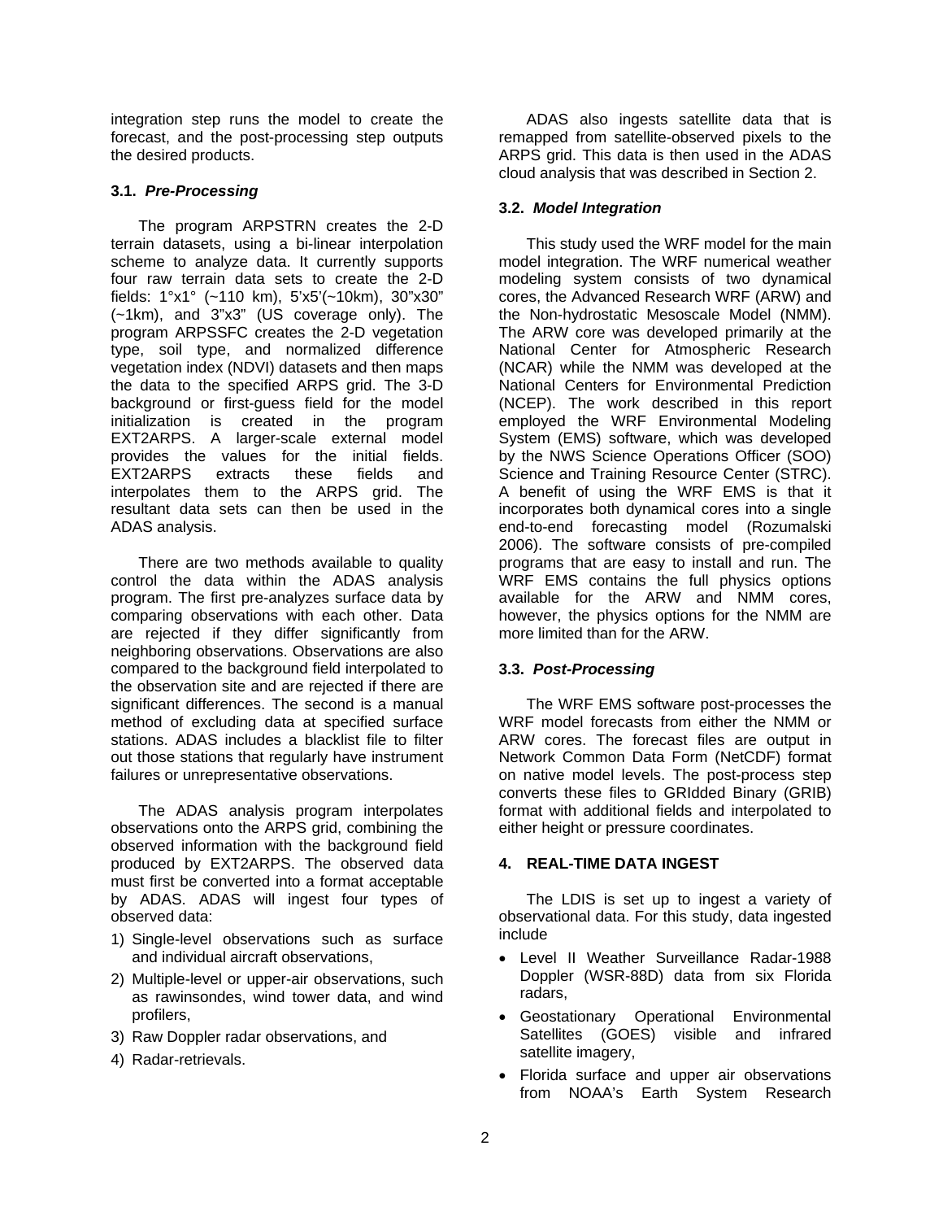integration step runs the model to create the forecast, and the post-processing step outputs the desired products.

### 3.1. *Pre-Processing*

The program ARPSTRN creates the 2-D terrain datasets, using a bi-linear interpolation scheme to analyze data. It currently supports four raw terrain data sets to create the 2-D fields: 1°x1° (~110 km), 5'x5'(~10km), 30"x30" (~1km), and 3"x3" (US coverage only). The program ARPSSFC creates the 2-D vegetation type, soil type, and normalized difference vegetation index (NDVI) datasets and then maps the data to the specified ARPS grid. The 3-D background or first-guess field for the model initialization is created in the program EXT2ARPS. A larger-scale external model provides the values for the initial fields. EXT2ARPS extracts these fields and interpolates them to the ARPS grid. The resultant data sets can then be used in the ADAS analysis.

There are two methods available to quality control the data within the ADAS analysis program. The first pre-analyzes surface data by comparing observations with each other. Data are rejected if they differ significantly from neighboring observations. Observations are also compared to the background field interpolated to the observation site and are rejected if there are significant differences. The second is a manual method of excluding data at specified surface stations. ADAS includes a blacklist file to filter out those stations that regularly have instrument failures or unrepresentative observations.

The ADAS analysis program interpolates observations onto the ARPS grid, combining the observed information with the background field produced by EXT2ARPS. The observed data must first be converted into a format acceptable by ADAS. ADAS will ingest four types of observed data:

1) Single-level observations such as surface and individual aircraft observations,
2) Multiple-level or upper-air observations, such as rawinsondes, wind tower data, and wind profilers,
3) Raw Doppler radar observations, and
4) Radar-retrievals.

ADAS also ingests satellite data that is remapped from satellite-observed pixels to the ARPS grid. This data is then used in the ADAS cloud analysis that was described in Section 2.

### 3.2. *Model Integration*

This study used the WRF model for the main model integration. The WRF numerical weather modeling system consists of two dynamical cores, the Advanced Research WRF (ARW) and the Non-hydrostatic Mesoscale Model (NMM). The ARW core was developed primarily at the National Center for Atmospheric Research (NCAR) while the NMM was developed at the National Centers for Environmental Prediction (NCEP). The work described in this report employed the WRF Environmental Modeling System (EMS) software, which was developed by the NWS Science Operations Officer (SOO) Science and Training Resource Center (STRC). A benefit of using the WRF EMS is that it incorporates both dynamical cores into a single end-to-end forecasting model (Rozumalski 2006). The software consists of pre-compiled programs that are easy to install and run. The WRF EMS contains the full physics options available for the ARW and NMM cores, however, the physics options for the NMM are more limited than for the ARW.

### 3.3. *Post-Processing*

The WRF EMS software post-processes the WRF model forecasts from either the NMM or ARW cores. The forecast files are output in Network Common Data Form (NetCDF) format on native model levels. The post-process step converts these files to GRIdded Binary (GRIB) format with additional fields and interpolated to either height or pressure coordinates.

## 4. REAL-TIME DATA INGEST

The LDIS is set up to ingest a variety of observational data. For this study, data ingested include

- Level II Weather Surveillance Radar-1988 Doppler (WSR-88D) data from six Florida radars,
- Geostationary Operational Environmental Satellites (GOES) visible and infrared satellite imagery,
- Florida surface and upper air observations from NOAA's Earth System Research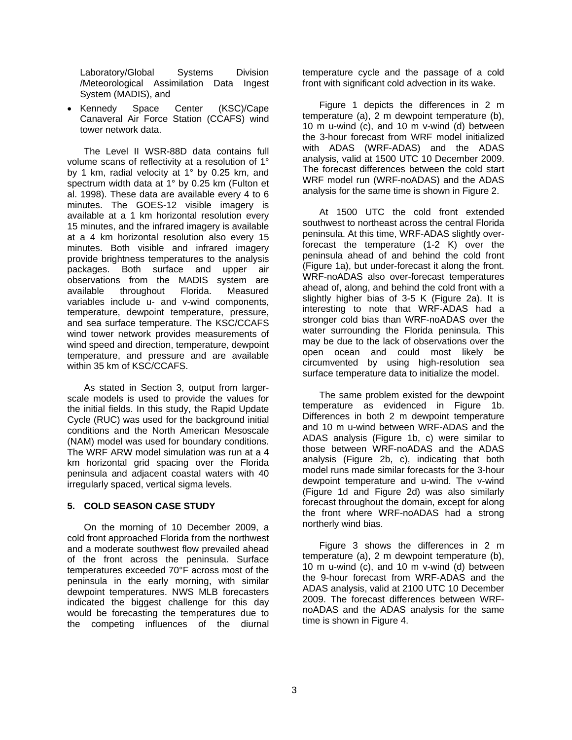Laboratory/Global Systems Division /Meteorological Assimilation Data Ingest System (MADIS), and

- Kennedy Space Center (KSC)/Cape Canaveral Air Force Station (CCAFS) wind tower network data.

The Level II WSR-88D data contains full volume scans of reflectivity at a resolution of 1° by 1 km, radial velocity at 1° by 0.25 km, and spectrum width data at 1° by 0.25 km (Fulton et al. 1998). These data are available every 4 to 6 minutes. The GOES-12 visible imagery is available at a 1 km horizontal resolution every 15 minutes, and the infrared imagery is available at a 4 km horizontal resolution also every 15 minutes. Both visible and infrared imagery provide brightness temperatures to the analysis packages. Both surface and upper air observations from the MADIS system are available throughout Florida. Measured variables include u- and v-wind components, temperature, dewpoint temperature, pressure, and sea surface temperature. The KSC/CCAFS wind tower network provides measurements of wind speed and direction, temperature, dewpoint temperature, and pressure and are available within 35 km of KSC/CCAFS.

As stated in Section 3, output from larger-scale models is used to provide the values for the initial fields. In this study, the Rapid Update Cycle (RUC) was used for the background initial conditions and the North American Mesoscale (NAM) model was used for boundary conditions. The WRF ARW model simulation was run at a 4 km horizontal grid spacing over the Florida peninsula and adjacent coastal waters with 40 irregularly spaced, vertical sigma levels.

## 5. COLD SEASON CASE STUDY

On the morning of 10 December 2009, a cold front approached Florida from the northwest and a moderate southwest flow prevailed ahead of the front across the peninsula. Surface temperatures exceeded 70°F across most of the peninsula in the early morning, with similar dewpoint temperatures. NWS MLB forecasters indicated the biggest challenge for this day would be forecasting the temperatures due to the competing influences of the diurnal temperature cycle and the passage of a cold front with significant cold advection in its wake.

Figure 1 depicts the differences in 2 m temperature (a), 2 m dewpoint temperature (b), 10 m u-wind (c), and 10 m v-wind (d) between the 3-hour forecast from WRF model initialized with ADAS (WRF-ADAS) and the ADAS analysis, valid at 1500 UTC 10 December 2009. The forecast differences between the cold start WRF model run (WRF-noADAS) and the ADAS analysis for the same time is shown in Figure 2.

At 1500 UTC the cold front extended southwest to northeast across the central Florida peninsula. At this time, WRF-ADAS slightly over-forecast the temperature (1-2 K) over the peninsula ahead of and behind the cold front (Figure 1a), but under-forecast it along the front. WRF-noADAS also over-forecast temperatures ahead of, along, and behind the cold front with a slightly higher bias of 3-5 K (Figure 2a). It is interesting to note that WRF-ADAS had a stronger cold bias than WRF-noADAS over the water surrounding the Florida peninsula. This may be due to the lack of observations over the open ocean and could most likely be circumvented by using high-resolution sea surface temperature data to initialize the model.

The same problem existed for the dewpoint temperature as evidenced in Figure 1b. Differences in both 2 m dewpoint temperature and 10 m u-wind between WRF-ADAS and the ADAS analysis (Figure 1b, c) were similar to those between WRF-noADAS and the ADAS analysis (Figure 2b, c), indicating that both model runs made similar forecasts for the 3-hour dewpoint temperature and u-wind. The v-wind (Figure 1d and Figure 2d) was also similarly forecast throughout the domain, except for along the front where WRF-noADAS had a strong northerly wind bias.

Figure 3 shows the differences in 2 m temperature (a), 2 m dewpoint temperature (b), 10 m u-wind (c), and 10 m v-wind (d) between the 9-hour forecast from WRF-ADAS and the ADAS analysis, valid at 2100 UTC 10 December 2009. The forecast differences between WRF-noADAS and the ADAS analysis for the same time is shown in Figure 4.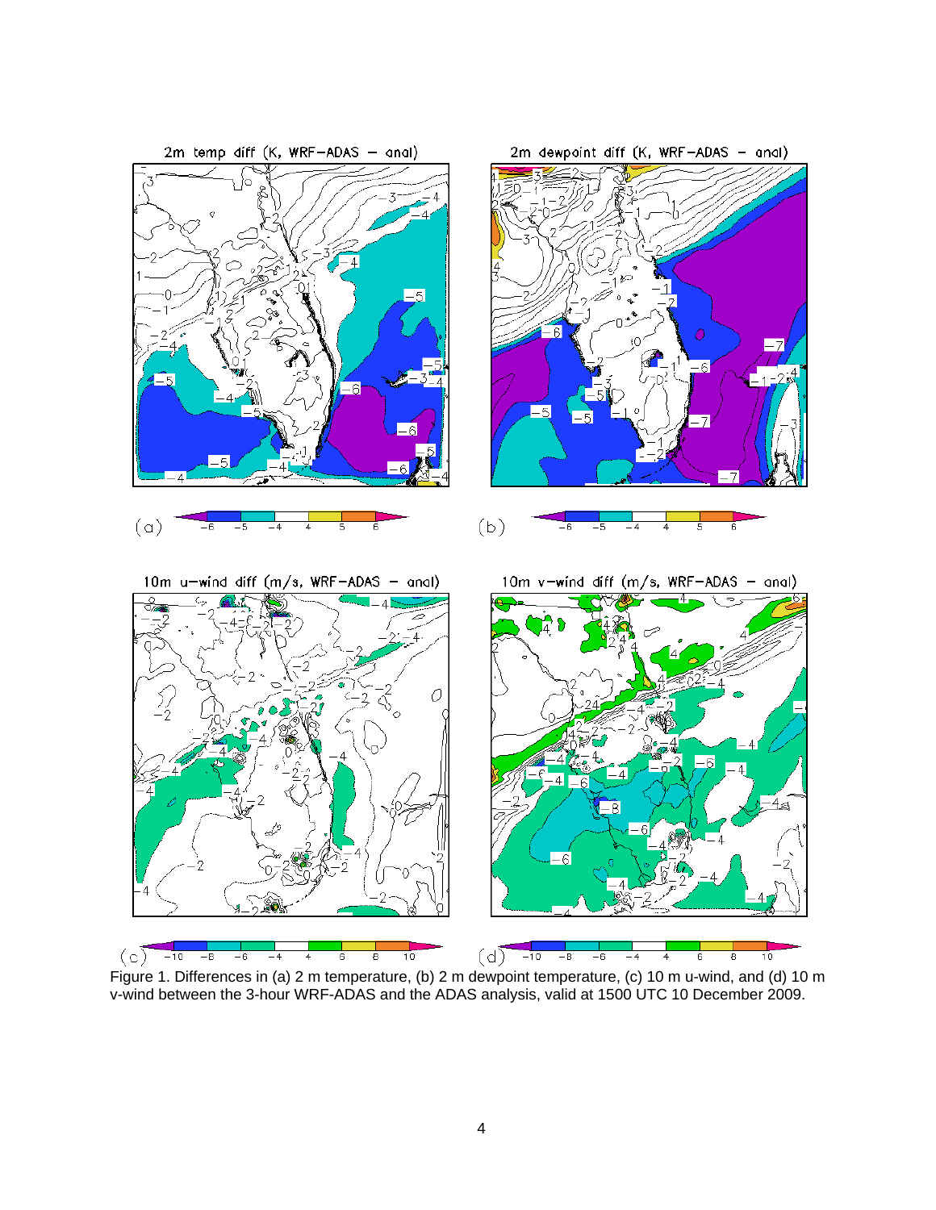Figure 1. Differences in (a) 2 m temperature, (b) 2 m dewpoint temperature, (c) 10 m u-wind, and (d) 10 m v-wind between the 3-hour WRF-ADAS and the ADAS analysis, valid at 1500 UTC 10 December 2009.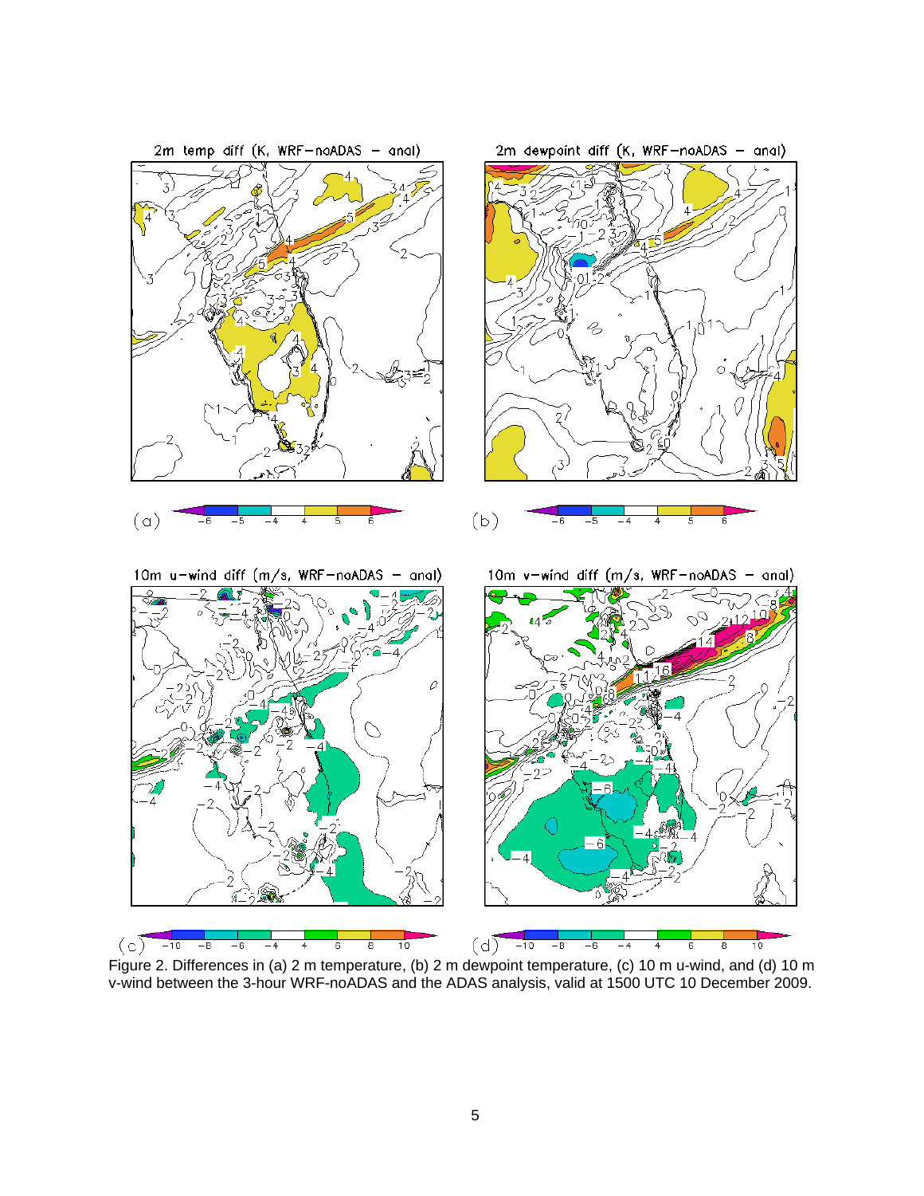Figure 2. Differences in (a) 2 m temperature, (b) 2 m dewpoint temperature, (c) 10 m u-wind, and (d) 10 m v-wind between the 3-hour WRF-noADAS and the ADAS analysis, valid at 1500 UTC 10 December 2009.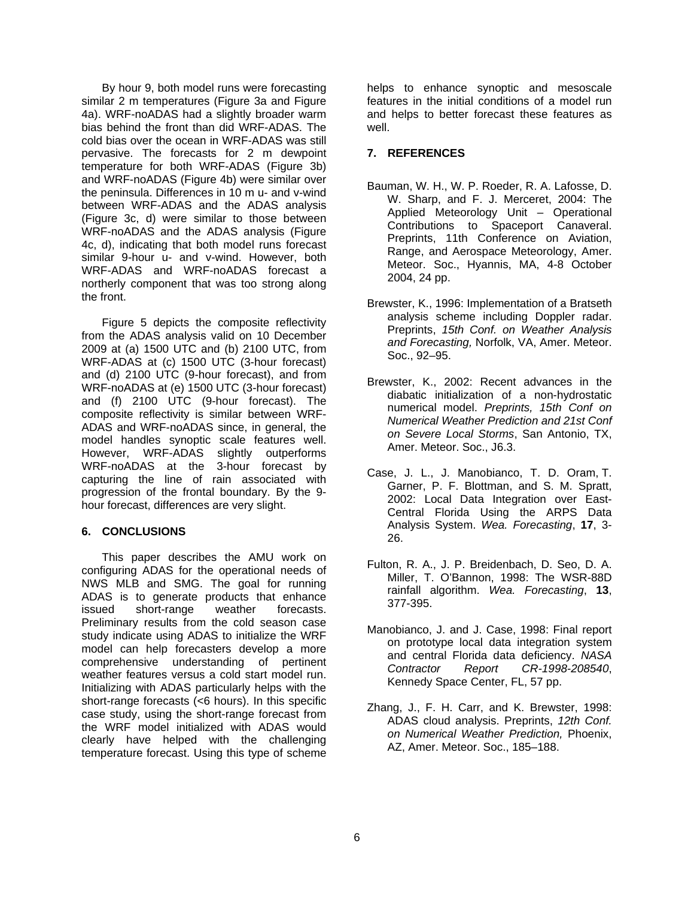By hour 9, both model runs were forecasting similar 2 m temperatures (Figure 3a and Figure 4a). WRF-noADAS had a slightly broader warm bias behind the front than did WRF-ADAS. The cold bias over the ocean in WRF-ADAS was still pervasive. The forecasts for 2 m dewpoint temperature for both WRF-ADAS (Figure 3b) and WRF-noADAS (Figure 4b) were similar over the peninsula. Differences in 10 m u- and v-wind between WRF-ADAS and the ADAS analysis (Figure 3c, d) were similar to those between WRF-noADAS and the ADAS analysis (Figure 4c, d), indicating that both model runs forecast similar 9-hour u- and v-wind. However, both WRF-ADAS and WRF-noADAS forecast a northerly component that was too strong along the front.

Figure 5 depicts the composite reflectivity from the ADAS analysis valid on 10 December 2009 at (a) 1500 UTC and (b) 2100 UTC, from WRF-ADAS at (c) 1500 UTC (3-hour forecast) and (d) 2100 UTC (9-hour forecast), and from WRF-noADAS at (e) 1500 UTC (3-hour forecast) and (f) 2100 UTC (9-hour forecast). The composite reflectivity is similar between WRF-ADAS and WRF-noADAS since, in general, the model handles synoptic scale features well. However, WRF-ADAS slightly outperforms WRF-noADAS at the 3-hour forecast by capturing the line of rain associated with progression of the frontal boundary. By the 9-hour forecast, differences are very slight.

## 6. CONCLUSIONS

This paper describes the AMU work on configuring ADAS for the operational needs of NWS MLB and SMG. The goal for running ADAS is to generate products that enhance issued short-range weather forecasts. Preliminary results from the cold season case study indicate using ADAS to initialize the WRF model can help forecasters develop a more comprehensive understanding of pertinent weather features versus a cold start model run. Initializing with ADAS particularly helps with the short-range forecasts (<6 hours). In this specific case study, using the short-range forecast from the WRF model initialized with ADAS would clearly have helped with the challenging temperature forecast. Using this type of scheme helps to enhance synoptic and mesoscale features in the initial conditions of a model run and helps to better forecast these features as well.

## 7. REFERENCES

Bauman, W. H., W. P. Roeder, R. A. Lafosse, D. W. Sharp, and F. J. Merceret, 2004: The Applied Meteorology Unit – Operational Contributions to Spaceport Canaveral. Preprints, 11th Conference on Aviation, Range, and Aerospace Meteorology, Amer. Meteor. Soc., Hyannis, MA, 4-8 October 2004, 24 pp.

Brewster, K., 1996: Implementation of a Bratseth analysis scheme including Doppler radar. Preprints, *15th Conf. on Weather Analysis and Forecasting,* Norfolk, VA, Amer. Meteor. Soc., 92–95.

Brewster, K., 2002: Recent advances in the diabatic initialization of a non-hydrostatic numerical model. *Preprints, 15th Conf on Numerical Weather Prediction and 21st Conf on Severe Local Storms*, San Antonio, TX, Amer. Meteor. Soc., J6.3.

Case, J. L., J. Manobianco, T. D. Oram, T. Garner, P. F. Blottman, and S. M. Spratt, 2002: Local Data Integration over East-Central Florida Using the ARPS Data Analysis System. *Wea. Forecasting*, **17**, 3-26.

Fulton, R. A., J. P. Breidenbach, D. Seo, D. A. Miller, T. O'Bannon, 1998: The WSR-88D rainfall algorithm. *Wea. Forecasting*, **13**, 377-395.

Manobianco, J. and J. Case, 1998: Final report on prototype local data integration system and central Florida data deficiency. *NASA Contractor Report CR-1998-208540*, Kennedy Space Center, FL, 57 pp.

Zhang, J., F. H. Carr, and K. Brewster, 1998: ADAS cloud analysis. Preprints, *12th Conf. on Numerical Weather Prediction,* Phoenix, AZ, Amer. Meteor. Soc., 185–188.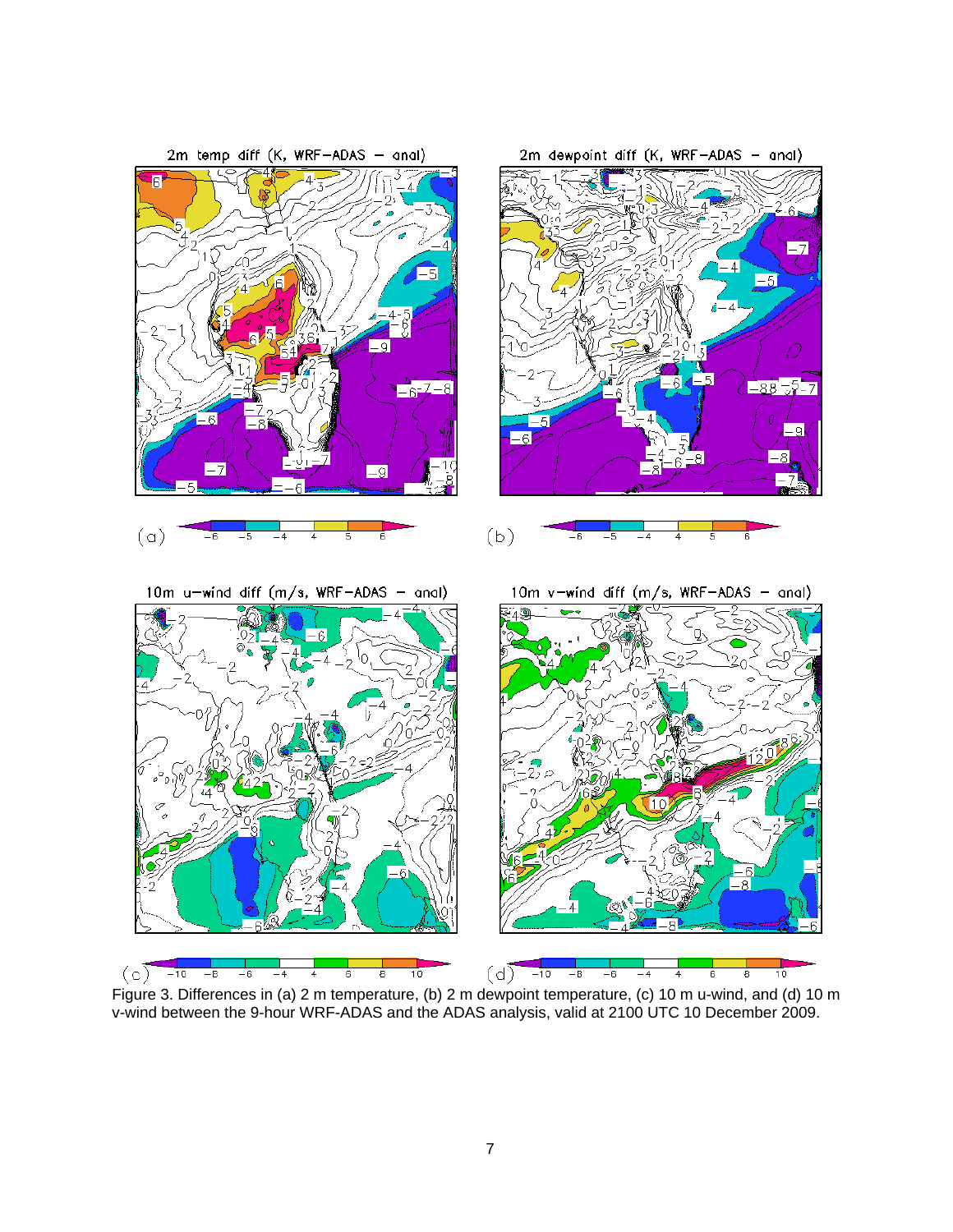Figure 3. Differences in (a) 2 m temperature, (b) 2 m dewpoint temperature, (c) 10 m u-wind, and (d) 10 m v-wind between the 9-hour WRF-ADAS and the ADAS analysis, valid at 2100 UTC 10 December 2009.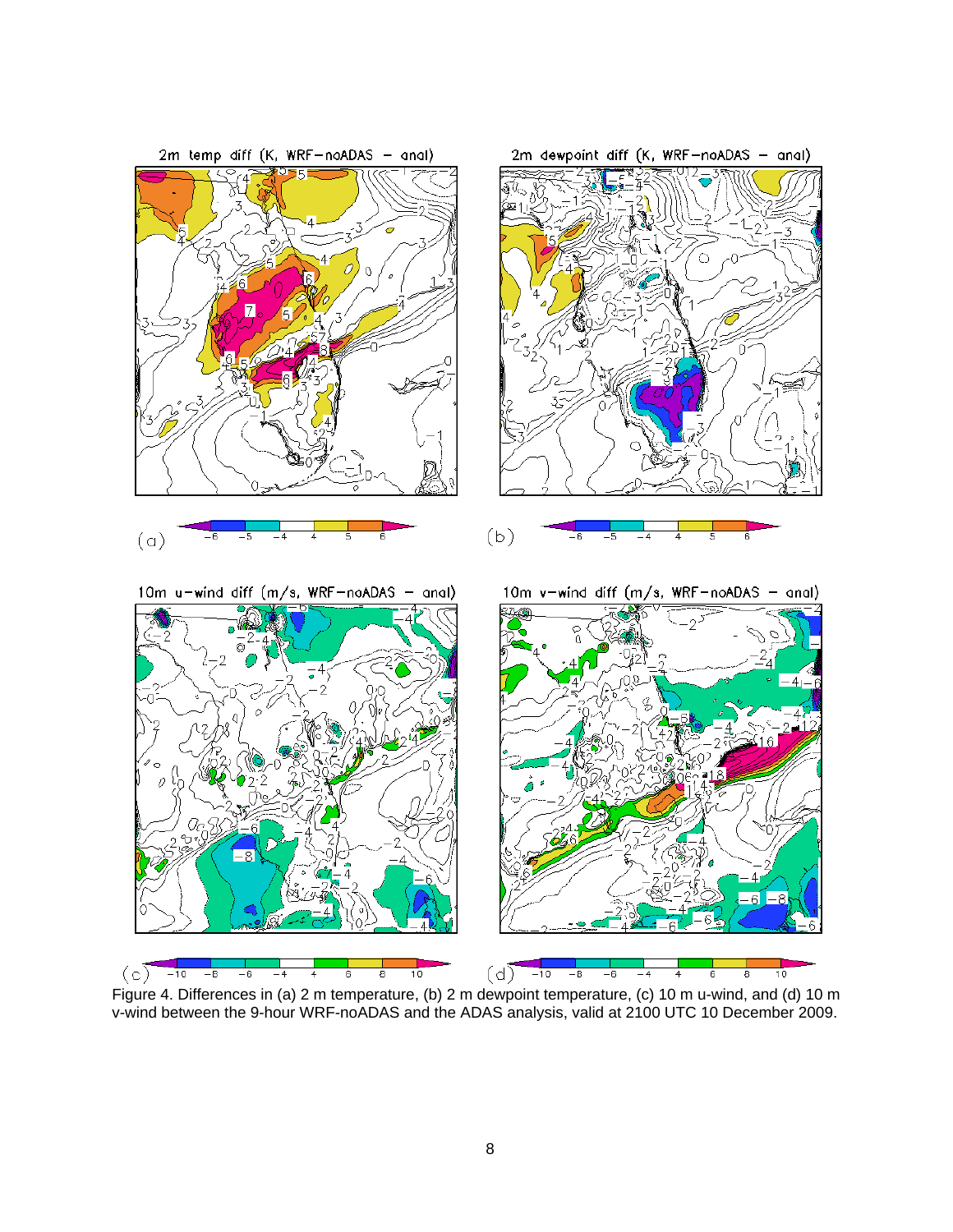Figure 4. Differences in (a) 2 m temperature, (b) 2 m dewpoint temperature, (c) 10 m u-wind, and (d) 10 m v-wind between the 9-hour WRF-noADAS and the ADAS analysis, valid at 2100 UTC 10 December 2009.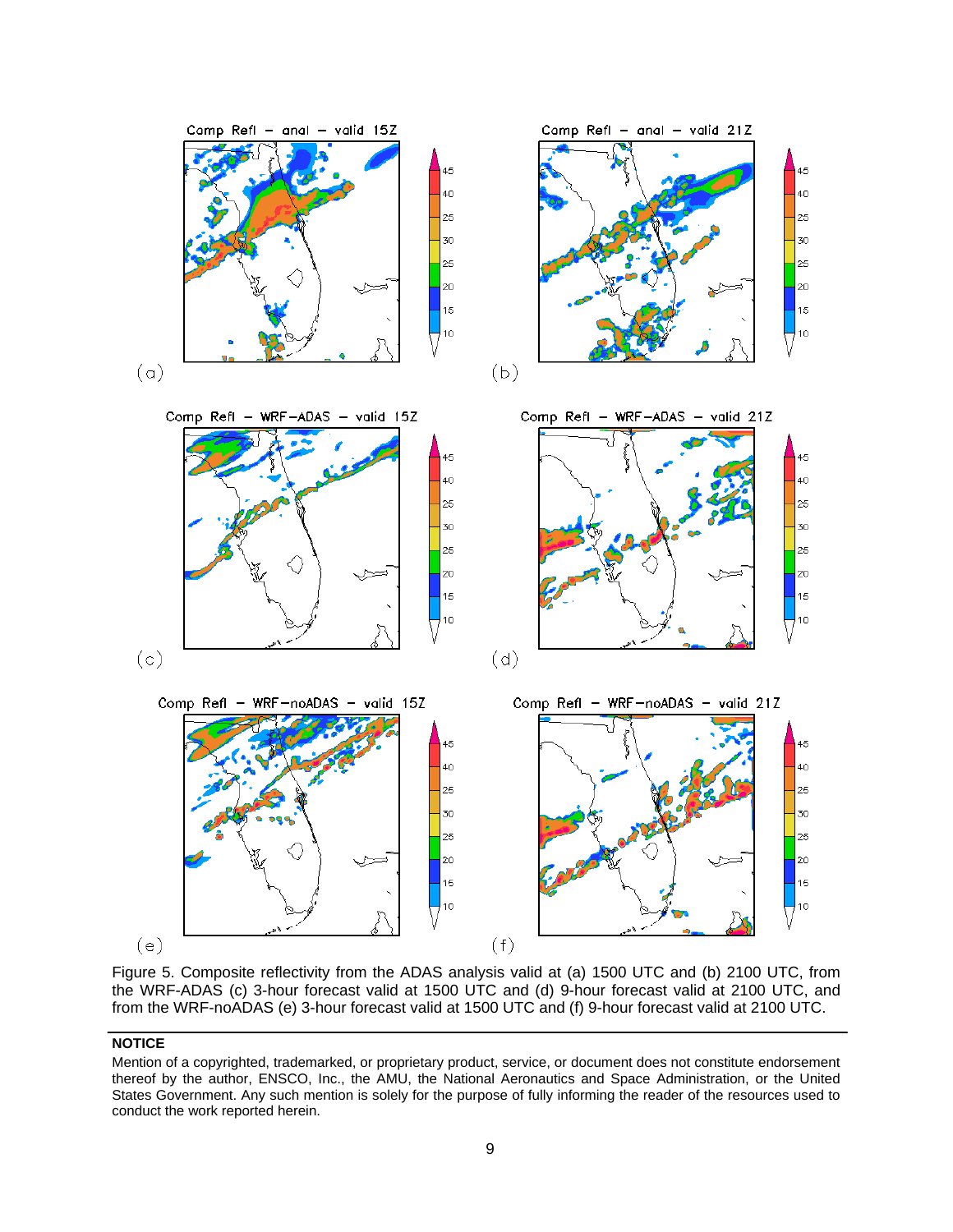Comp Refl – anal – valid 15Z

45
40
25
30
25
20
15
10

(a)

Comp Refl – anal – valid 21Z

45
40
25
30
25
20
15
10

(b)

Comp Refl – WRF-ADAS – valid 15Z

45
40
25
30
25
20
15
10

(c)

Comp Refl – WRF-ADAS – valid 21Z

45
40
25
30
25
20
15
10

(d)

Comp Refl – WRF-noADAS – valid 15Z

45
40
25
30
25
20
15
10

(e)

Comp Refl – WRF-noADAS – valid 21Z

45
40
25
30
25
20
15
10

(f)

Figure 5. Composite reflectivity from the ADAS analysis valid at (a) 1500 UTC and (b) 2100 UTC, from the WRF-ADAS (c) 3-hour forecast valid at 1500 UTC and (d) 9-hour forecast valid at 2100 UTC, and from the WRF-noADAS (e) 3-hour forecast valid at 1500 UTC and (f) 9-hour forecast valid at 2100 UTC.

## NOTICE

Mention of a copyrighted, trademarked, or proprietary product, service, or document does not constitute endorsement thereof by the author, ENSCO, Inc., the AMU, the National Aeronautics and Space Administration, or the United States Government. Any such mention is solely for the purpose of fully informing the reader of the resources used to conduct the work reported herein.